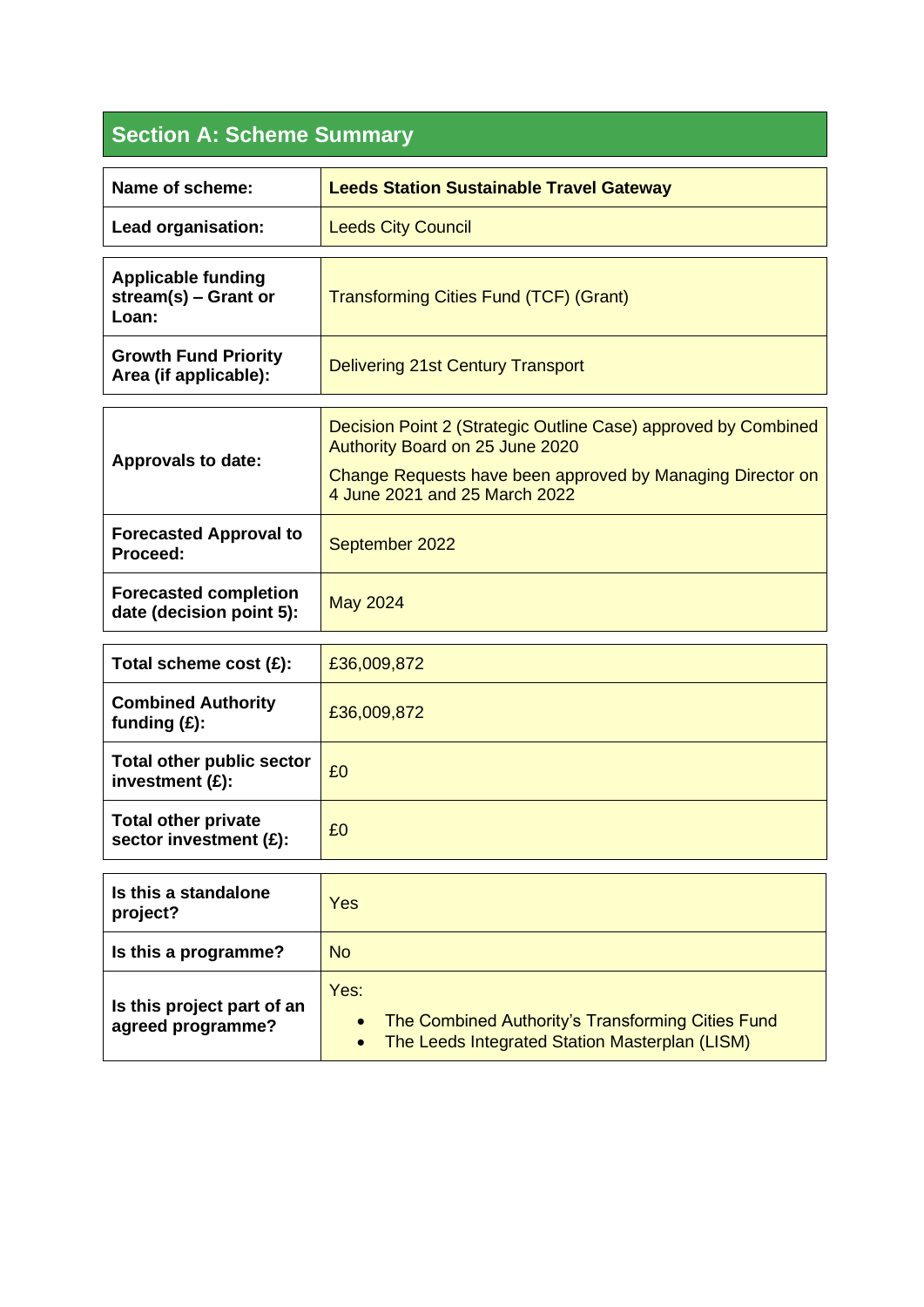## Section A: Scheme Summary

| | |
|---|---|
| **Name of scheme:** | **Leeds Station Sustainable Travel Gateway** |
| **Lead organisation:** | Leeds City Council |

| | |
|---|---|
| **Applicable funding stream(s) – Grant or Loan:** | Transforming Cities Fund (TCF) (Grant) |
| **Growth Fund Priority Area (if applicable):** | Delivering 21st Century Transport |

| | |
|---|---|
| **Approvals to date:** | Decision Point 2 (Strategic Outline Case) approved by Combined Authority Board on 25 June 2020<br>Change Requests have been approved by Managing Director on 4 June 2021 and 25 March 2022 |
| **Forecasted Approval to Proceed:** | September 2022 |
| **Forecasted completion date (decision point 5):** | May 2024 |

| | |
|---|---|
| **Total scheme cost (£):** | £36,009,872 |
| **Combined Authority funding (£):** | £36,009,872 |
| **Total other public sector investment (£):** | £0 |
| **Total other private sector investment (£):** | £0 |

| | |
|---|---|
| **Is this a standalone project?** | Yes |
| **Is this a programme?** | No |
| **Is this project part of an agreed programme?** | Yes:<br>• The Combined Authority's Transforming Cities Fund<br>• The Leeds Integrated Station Masterplan (LISM) |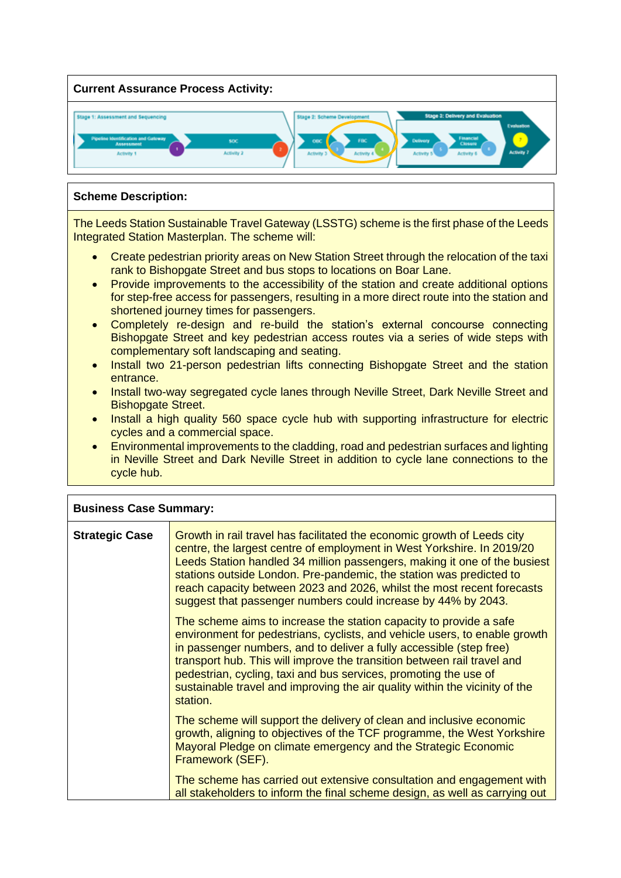| **Current Assurance Process Activity:** |
|---|
| Stage 1: Assessment and Sequencing — Pipeline Identification and Gateway Assessment (Activity 1), SOC (Activity 2); Stage 2: Scheme Development — OBC (Activity 3), FBC (Activity 4); Stage 3: Delivery and Evaluation — Delivery (Activity 5), Financial Closure (Activity 6), Evaluation (Activity 7) |

| **Scheme Description:** |
|---|
| The Leeds Station Sustainable Travel Gateway (LSSTG) scheme is the first phase of the Leeds Integrated Station Masterplan. The scheme will: <br> • Create pedestrian priority areas on New Station Street through the relocation of the taxi rank to Bishopgate Street and bus stops to locations on Boar Lane. <br> • Provide improvements to the accessibility of the station and create additional options for step-free access for passengers, resulting in a more direct route into the station and shortened journey times for passengers. <br> • Completely re-design and re-build the station's external concourse connecting Bishopgate Street and key pedestrian access routes via a series of wide steps with complementary soft landscaping and seating. <br> • Install two 21-person pedestrian lifts connecting Bishopgate Street and the station entrance. <br> • Install two-way segregated cycle lanes through Neville Street, Dark Neville Street and Bishopgate Street. <br> • Install a high quality 560 space cycle hub with supporting infrastructure for electric cycles and a commercial space. <br> • Environmental improvements to the cladding, road and pedestrian surfaces and lighting in Neville Street and Dark Neville Street in addition to cycle lane connections to the cycle hub. |

| **Business Case Summary:** | |
|---|---|
| **Strategic Case** | Growth in rail travel has facilitated the economic growth of Leeds city centre, the largest centre of employment in West Yorkshire. In 2019/20 Leeds Station handled 34 million passengers, making it one of the busiest stations outside London. Pre-pandemic, the station was predicted to reach capacity between 2023 and 2026, whilst the most recent forecasts suggest that passenger numbers could increase by 44% by 2043. <br><br> The scheme aims to increase the station capacity to provide a safe environment for pedestrians, cyclists, and vehicle users, to enable growth in passenger numbers, and to deliver a fully accessible (step free) transport hub. This will improve the transition between rail travel and pedestrian, cycling, taxi and bus services, promoting the use of sustainable travel and improving the air quality within the vicinity of the station. <br><br> The scheme will support the delivery of clean and inclusive economic growth, aligning to objectives of the TCF programme, the West Yorkshire Mayoral Pledge on climate emergency and the Strategic Economic Framework (SEF). <br><br> The scheme has carried out extensive consultation and engagement with all stakeholders to inform the final scheme design, as well as carrying out |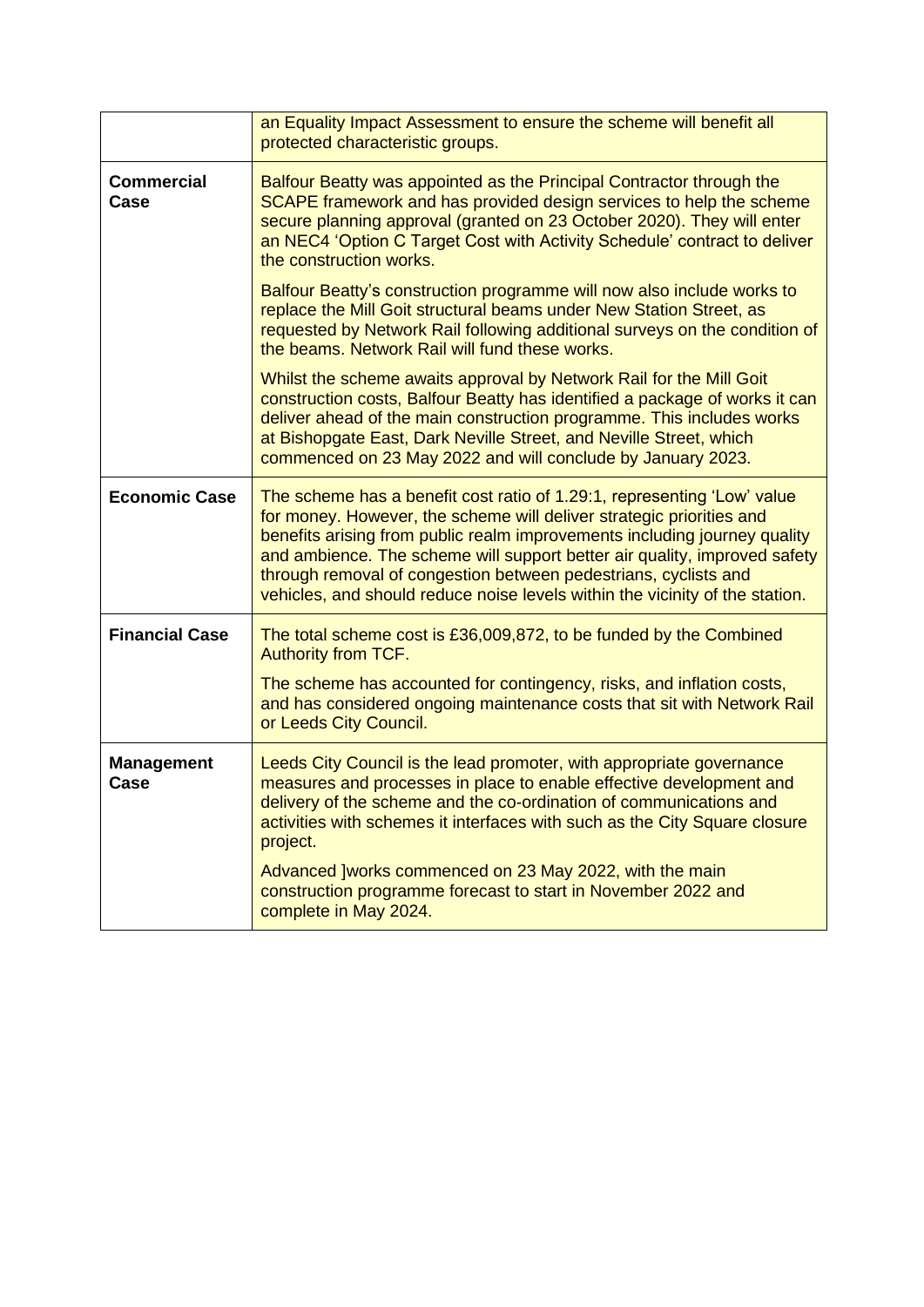|  |  |
|---|---|
|  | an Equality Impact Assessment to ensure the scheme will benefit all protected characteristic groups. |
| **Commercial Case** | Balfour Beatty was appointed as the Principal Contractor through the SCAPE framework and has provided design services to help the scheme secure planning approval (granted on 23 October 2020). They will enter an NEC4 'Option C Target Cost with Activity Schedule' contract to deliver the construction works.<br><br>Balfour Beatty's construction programme will now also include works to replace the Mill Goit structural beams under New Station Street, as requested by Network Rail following additional surveys on the condition of the beams. Network Rail will fund these works.<br><br>Whilst the scheme awaits approval by Network Rail for the Mill Goit construction costs, Balfour Beatty has identified a package of works it can deliver ahead of the main construction programme. This includes works at Bishopgate East, Dark Neville Street, and Neville Street, which commenced on 23 May 2022 and will conclude by January 2023. |
| **Economic Case** | The scheme has a benefit cost ratio of 1.29:1, representing 'Low' value for money. However, the scheme will deliver strategic priorities and benefits arising from public realm improvements including journey quality and ambience. The scheme will support better air quality, improved safety through removal of congestion between pedestrians, cyclists and vehicles, and should reduce noise levels within the vicinity of the station. |
| **Financial Case** | The total scheme cost is £36,009,872, to be funded by the Combined Authority from TCF.<br><br>The scheme has accounted for contingency, risks, and inflation costs, and has considered ongoing maintenance costs that sit with Network Rail or Leeds City Council. |
| **Management Case** | Leeds City Council is the lead promoter, with appropriate governance measures and processes in place to enable effective development and delivery of the scheme and the co-ordination of communications and activities with schemes it interfaces with such as the City Square closure project.<br><br>Advanced ]works commenced on 23 May 2022, with the main construction programme forecast to start in November 2022 and complete in May 2024. |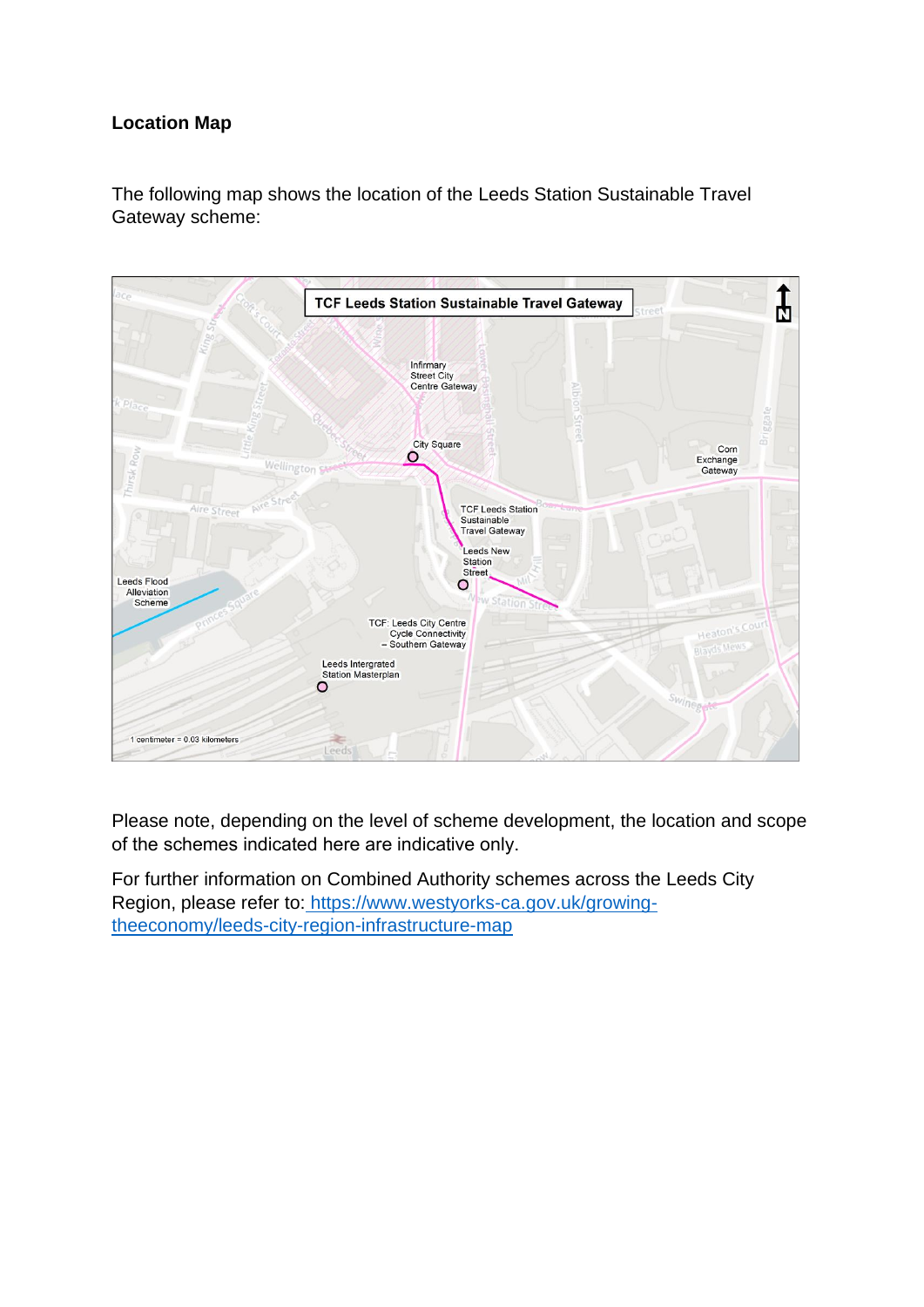**Location Map**

The following map shows the location of the Leeds Station Sustainable Travel Gateway scheme:

TCF Leeds Station Sustainable Travel Gateway

Infirmary Street City Centre Gateway

City Square

Corn Exchange Gateway

TCF Leeds Station Sustainable Travel Gateway

Leeds New Station Street

Leeds Flood Alleviation Scheme

TCF: Leeds City Centre Cycle Connectivity – Southern Gateway

Leeds Intergrated Station Masterplan

1 centimeter = 0.03 kilometers

Please note, depending on the level of scheme development, the location and scope of the schemes indicated here are indicative only.

For further information on Combined Authority schemes across the Leeds City Region, please refer to: [https://www.westyorks-ca.gov.uk/growing-theeconomy/leeds-city-region-infrastructure-map](https://www.westyorks-ca.gov.uk/growing-theeconomy/leeds-city-region-infrastructure-map)